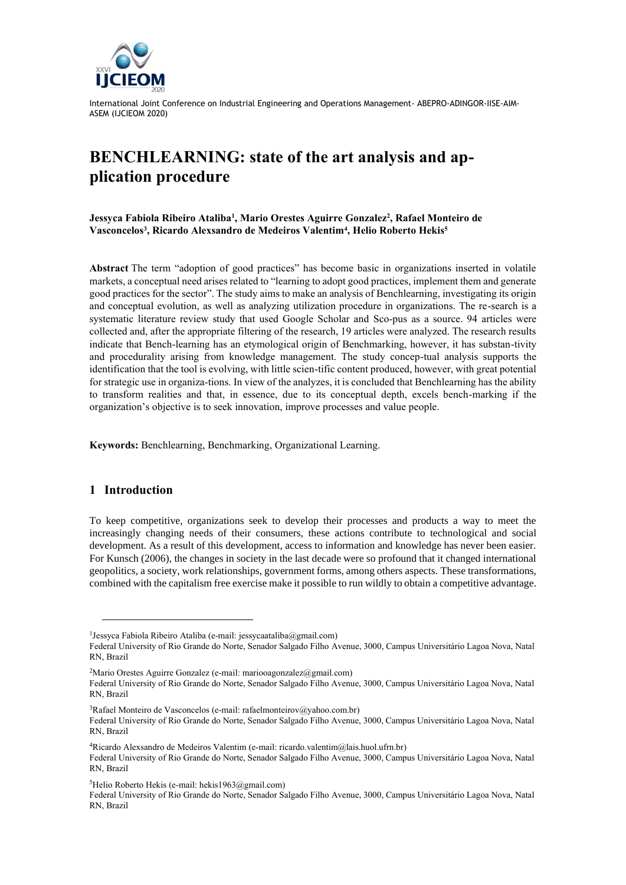# BENCHLEARNING: state of the art analysis and application procedure

**Jessyca Fabiola Ribeiro Ataliba[1], Mario Orestes Aguirre Gonzalez[2], Rafael Monteiro de Vasconcelos[3], Ricardo Alexsandro de Medeiros Valentim[4], Helio Roberto Hekis[5]**

**Abstract** The term "adoption of good practices" has become basic in organizations inserted in volatile markets, a conceptual need arises related to "learning to adopt good practices, implement them and generate good practices for the sector". The study aims to make an analysis of Benchlearning, investigating its origin and conceptual evolution, as well as analyzing utilization procedure in organizations. The re-search is a systematic literature review study that used Google Scholar and Sco-pus as a source. 94 articles were collected and, after the appropriate filtering of the research, 19 articles were analyzed. The research results indicate that Bench-learning has an etymological origin of Benchmarking, however, it has substan-tivity and procedurality arising from knowledge management. The study concep-tual analysis supports the identification that the tool is evolving, with little scien-tific content produced, however, with great potential for strategic use in organiza-tions. In view of the analyzes, it is concluded that Benchlearning has the ability to transform realities and that, in essence, due to its conceptual depth, excels bench-marking if the organization's objective is to seek innovation, improve processes and value people.

**Keywords:** Benchlearning, Benchmarking, Organizational Learning.

## 1 Introduction

To keep competitive, organizations seek to develop their processes and products a way to meet the increasingly changing needs of their consumers, these actions contribute to technological and social development. As a result of this development, access to information and knowledge has never been easier. For Kunsch (2006), the changes in society in the last decade were so profound that it changed international geopolitics, a society, work relationships, government forms, among others aspects. These transformations, combined with the capitalism free exercise make it possible to run wildly to obtain a competitive advantage.

---

[1]Jessyca Fabiola Ribeiro Ataliba (e-mail: jessycaataliba@gmail.com)
Federal University of Rio Grande do Norte, Senador Salgado Filho Avenue, 3000, Campus Universitário Lagoa Nova, Natal RN, Brazil

[2]Mario Orestes Aguirre Gonzalez (e-mail: mariooagonzalez@gmail.com)
Federal University of Rio Grande do Norte, Senador Salgado Filho Avenue, 3000, Campus Universitário Lagoa Nova, Natal RN, Brazil

[3]Rafael Monteiro de Vasconcelos (e-mail: rafaelmonteirov@yahoo.com.br)
Federal University of Rio Grande do Norte, Senador Salgado Filho Avenue, 3000, Campus Universitário Lagoa Nova, Natal RN, Brazil

[4]Ricardo Alexsandro de Medeiros Valentim (e-mail: ricardo.valentim@lais.huol.ufrn.br)
Federal University of Rio Grande do Norte, Senador Salgado Filho Avenue, 3000, Campus Universitário Lagoa Nova, Natal RN, Brazil

[5]Helio Roberto Hekis (e-mail: hekis1963@gmail.com)
Federal University of Rio Grande do Norte, Senador Salgado Filho Avenue, 3000, Campus Universitário Lagoa Nova, Natal RN, Brazil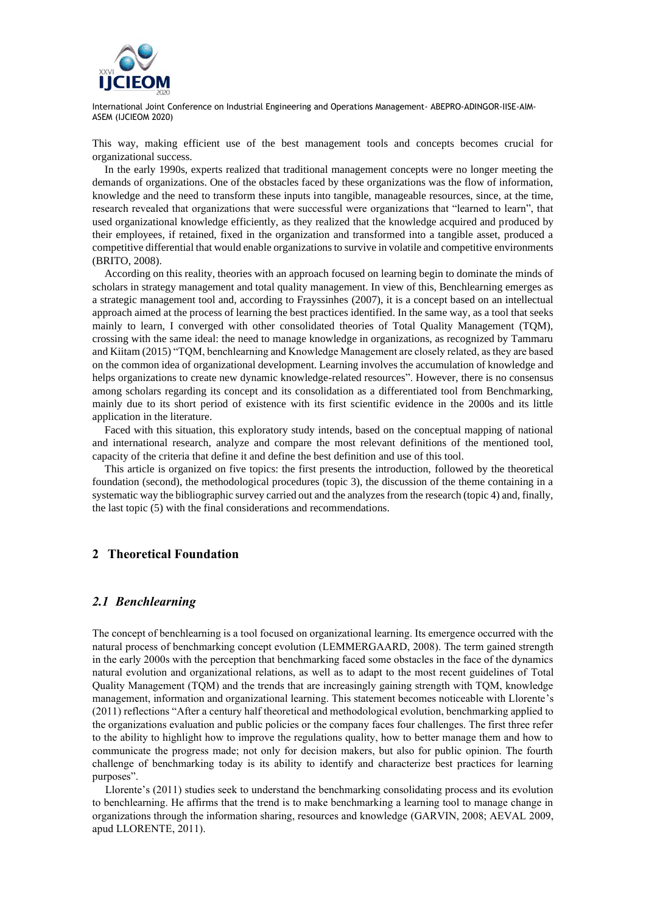This way, making efficient use of the best management tools and concepts becomes crucial for organizational success.

In the early 1990s, experts realized that traditional management concepts were no longer meeting the demands of organizations. One of the obstacles faced by these organizations was the flow of information, knowledge and the need to transform these inputs into tangible, manageable resources, since, at the time, research revealed that organizations that were successful were organizations that "learned to learn", that used organizational knowledge efficiently, as they realized that the knowledge acquired and produced by their employees, if retained, fixed in the organization and transformed into a tangible asset, produced a competitive differential that would enable organizations to survive in volatile and competitive environments (BRITO, 2008).

According on this reality, theories with an approach focused on learning begin to dominate the minds of scholars in strategy management and total quality management. In view of this, Benchlearning emerges as a strategic management tool and, according to Frayssinhes (2007), it is a concept based on an intellectual approach aimed at the process of learning the best practices identified. In the same way, as a tool that seeks mainly to learn, I converged with other consolidated theories of Total Quality Management (TQM), crossing with the same ideal: the need to manage knowledge in organizations, as recognized by Tammaru and Kiitam (2015) "TQM, benchlearning and Knowledge Management are closely related, as they are based on the common idea of organizational development. Learning involves the accumulation of knowledge and helps organizations to create new dynamic knowledge-related resources". However, there is no consensus among scholars regarding its concept and its consolidation as a differentiated tool from Benchmarking, mainly due to its short period of existence with its first scientific evidence in the 2000s and its little application in the literature.

Faced with this situation, this exploratory study intends, based on the conceptual mapping of national and international research, analyze and compare the most relevant definitions of the mentioned tool, capacity of the criteria that define it and define the best definition and use of this tool.

This article is organized on five topics: the first presents the introduction, followed by the theoretical foundation (second), the methodological procedures (topic 3), the discussion of the theme containing in a systematic way the bibliographic survey carried out and the analyzes from the research (topic 4) and, finally, the last topic (5) with the final considerations and recommendations.

## 2 Theoretical Foundation

### *2.1 Benchlearning*

The concept of benchlearning is a tool focused on organizational learning. Its emergence occurred with the natural process of benchmarking concept evolution (LEMMERGAARD, 2008). The term gained strength in the early 2000s with the perception that benchmarking faced some obstacles in the face of the dynamics natural evolution and organizational relations, as well as to adapt to the most recent guidelines of Total Quality Management (TQM) and the trends that are increasingly gaining strength with TQM, knowledge management, information and organizational learning. This statement becomes noticeable with Llorente's (2011) reflections "After a century half theoretical and methodological evolution, benchmarking applied to the organizations evaluation and public policies or the company faces four challenges. The first three refer to the ability to highlight how to improve the regulations quality, how to better manage them and how to communicate the progress made; not only for decision makers, but also for public opinion. The fourth challenge of benchmarking today is its ability to identify and characterize best practices for learning purposes".

Llorente's (2011) studies seek to understand the benchmarking consolidating process and its evolution to benchlearning. He affirms that the trend is to make benchmarking a learning tool to manage change in organizations through the information sharing, resources and knowledge (GARVIN, 2008; AEVAL 2009, apud LLORENTE, 2011).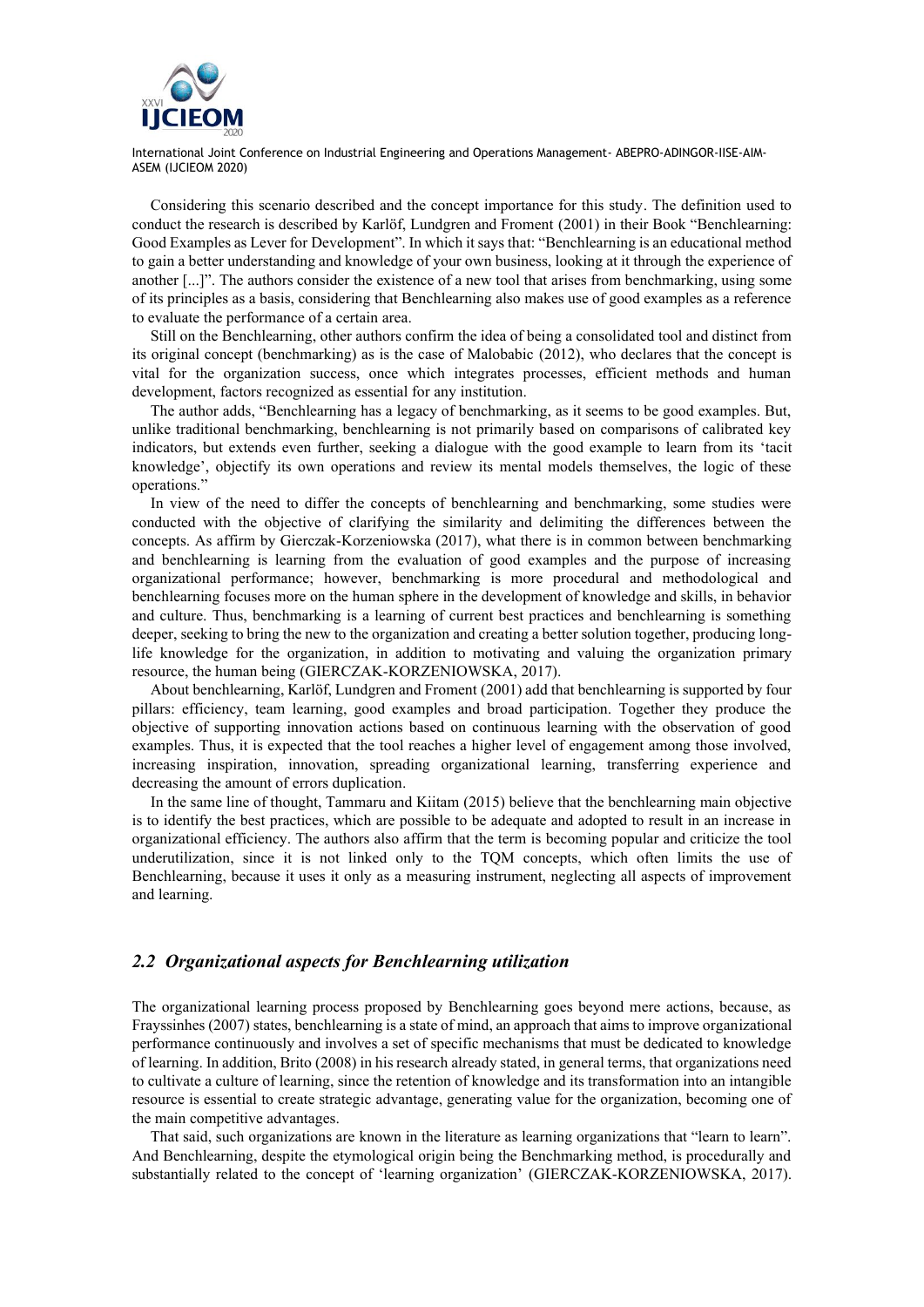Considering this scenario described and the concept importance for this study. The definition used to conduct the research is described by Karlöf, Lundgren and Froment (2001) in their Book "Benchlearning: Good Examples as Lever for Development". In which it says that: "Benchlearning is an educational method to gain a better understanding and knowledge of your own business, looking at it through the experience of another [...]". The authors consider the existence of a new tool that arises from benchmarking, using some of its principles as a basis, considering that Benchlearning also makes use of good examples as a reference to evaluate the performance of a certain area.

Still on the Benchlearning, other authors confirm the idea of being a consolidated tool and distinct from its original concept (benchmarking) as is the case of Malobabic (2012), who declares that the concept is vital for the organization success, once which integrates processes, efficient methods and human development, factors recognized as essential for any institution.

The author adds, "Benchlearning has a legacy of benchmarking, as it seems to be good examples. But, unlike traditional benchmarking, benchlearning is not primarily based on comparisons of calibrated key indicators, but extends even further, seeking a dialogue with the good example to learn from its 'tacit knowledge', objectify its own operations and review its mental models themselves, the logic of these operations."

In view of the need to differ the concepts of benchlearning and benchmarking, some studies were conducted with the objective of clarifying the similarity and delimiting the differences between the concepts. As affirm by Gierczak-Korzeniowska (2017), what there is in common between benchmarking and benchlearning is learning from the evaluation of good examples and the purpose of increasing organizational performance; however, benchmarking is more procedural and methodological and benchlearning focuses more on the human sphere in the development of knowledge and skills, in behavior and culture. Thus, benchmarking is a learning of current best practices and benchlearning is something deeper, seeking to bring the new to the organization and creating a better solution together, producing long-life knowledge for the organization, in addition to motivating and valuing the organization primary resource, the human being (GIERCZAK-KORZENIOWSKA, 2017).

About benchlearning, Karlöf, Lundgren and Froment (2001) add that benchlearning is supported by four pillars: efficiency, team learning, good examples and broad participation. Together they produce the objective of supporting innovation actions based on continuous learning with the observation of good examples. Thus, it is expected that the tool reaches a higher level of engagement among those involved, increasing inspiration, innovation, spreading organizational learning, transferring experience and decreasing the amount of errors duplication.

In the same line of thought, Tammaru and Kiitam (2015) believe that the benchlearning main objective is to identify the best practices, which are possible to be adequate and adopted to result in an increase in organizational efficiency. The authors also affirm that the term is becoming popular and criticize the tool underutilization, since it is not linked only to the TQM concepts, which often limits the use of Benchlearning, because it uses it only as a measuring instrument, neglecting all aspects of improvement and learning.

## *2.2 Organizational aspects for Benchlearning utilization*

The organizational learning process proposed by Benchlearning goes beyond mere actions, because, as Frayssinhes (2007) states, benchlearning is a state of mind, an approach that aims to improve organizational performance continuously and involves a set of specific mechanisms that must be dedicated to knowledge of learning. In addition, Brito (2008) in his research already stated, in general terms, that organizations need to cultivate a culture of learning, since the retention of knowledge and its transformation into an intangible resource is essential to create strategic advantage, generating value for the organization, becoming one of the main competitive advantages.

That said, such organizations are known in the literature as learning organizations that "learn to learn". And Benchlearning, despite the etymological origin being the Benchmarking method, is procedurally and substantially related to the concept of 'learning organization' (GIERCZAK-KORZENIOWSKA, 2017).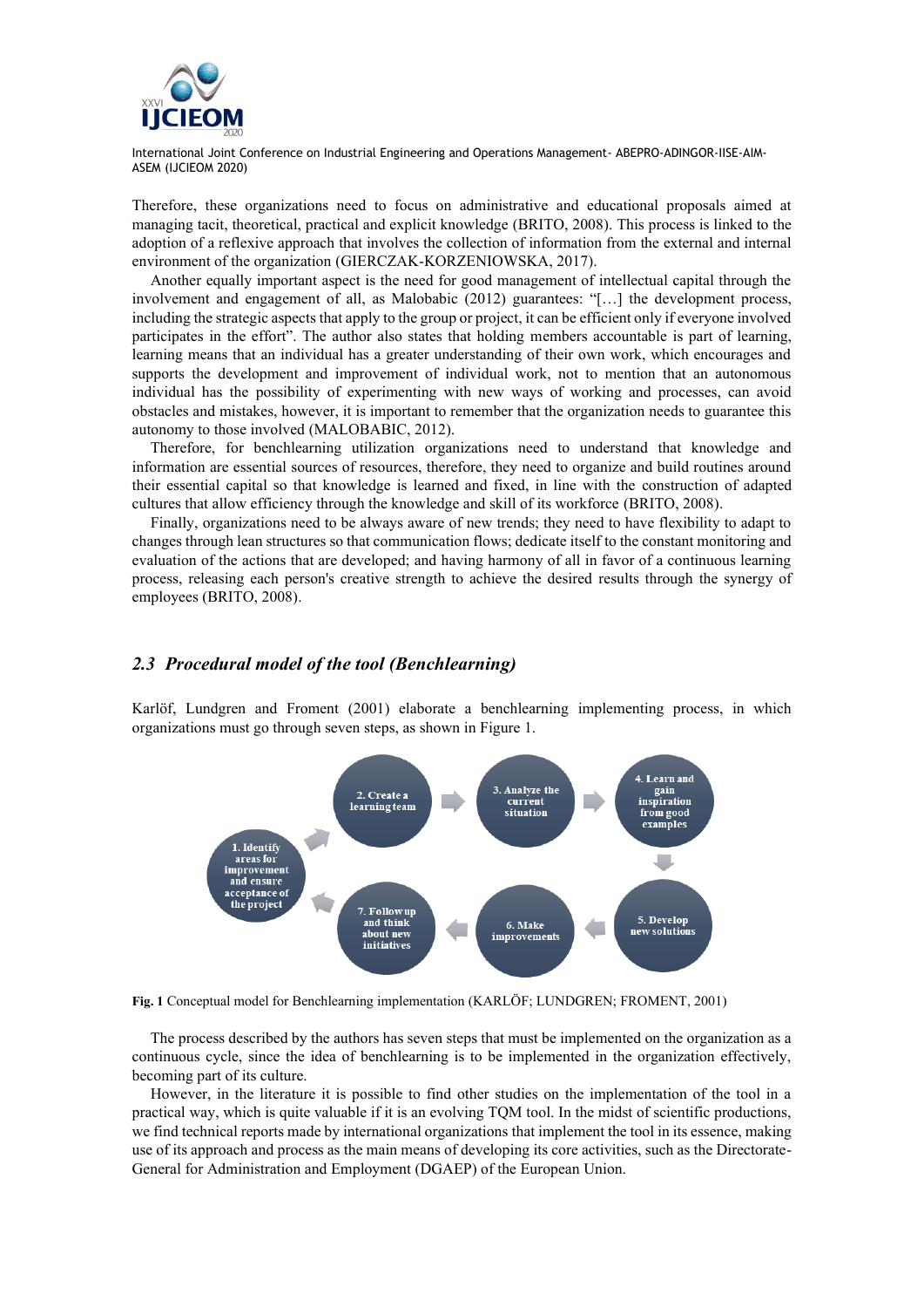Therefore, these organizations need to focus on administrative and educational proposals aimed at managing tacit, theoretical, practical and explicit knowledge (BRITO, 2008). This process is linked to the adoption of a reflexive approach that involves the collection of information from the external and internal environment of the organization (GIERCZAK-KORZENIOWSKA, 2017).

Another equally important aspect is the need for good management of intellectual capital through the involvement and engagement of all, as Malobabic (2012) guarantees: "[…] the development process, including the strategic aspects that apply to the group or project, it can be efficient only if everyone involved participates in the effort". The author also states that holding members accountable is part of learning, learning means that an individual has a greater understanding of their own work, which encourages and supports the development and improvement of individual work, not to mention that an autonomous individual has the possibility of experimenting with new ways of working and processes, can avoid obstacles and mistakes, however, it is important to remember that the organization needs to guarantee this autonomy to those involved (MALOBABIC, 2012).

Therefore, for benchlearning utilization organizations need to understand that knowledge and information are essential sources of resources, therefore, they need to organize and build routines around their essential capital so that knowledge is learned and fixed, in line with the construction of adapted cultures that allow efficiency through the knowledge and skill of its workforce (BRITO, 2008).

Finally, organizations need to be always aware of new trends; they need to have flexibility to adapt to changes through lean structures so that communication flows; dedicate itself to the constant monitoring and evaluation of the actions that are developed; and having harmony of all in favor of a continuous learning process, releasing each person's creative strength to achieve the desired results through the synergy of employees (BRITO, 2008).

## *2.3 Procedural model of the tool (Benchlearning)*

Karlöf, Lundgren and Froment (2001) elaborate a benchlearning implementing process, in which organizations must go through seven steps, as shown in Figure 1.

1. Identify areas for improvement and ensure acceptance of the project
2. Create a learning team
3. Analyze the current situation
4. Learn and gain inspiration from good examples
5. Develop new solutions
6. Make improvements
7. Follow up and think about new initiatives

**Fig. 1** Conceptual model for Benchlearning implementation (KARLÖF; LUNDGREN; FROMENT, 2001)

The process described by the authors has seven steps that must be implemented on the organization as a continuous cycle, since the idea of benchlearning is to be implemented in the organization effectively, becoming part of its culture.

However, in the literature it is possible to find other studies on the implementation of the tool in a practical way, which is quite valuable if it is an evolving TQM tool. In the midst of scientific productions, we find technical reports made by international organizations that implement the tool in its essence, making use of its approach and process as the main means of developing its core activities, such as the Directorate-General for Administration and Employment (DGAEP) of the European Union.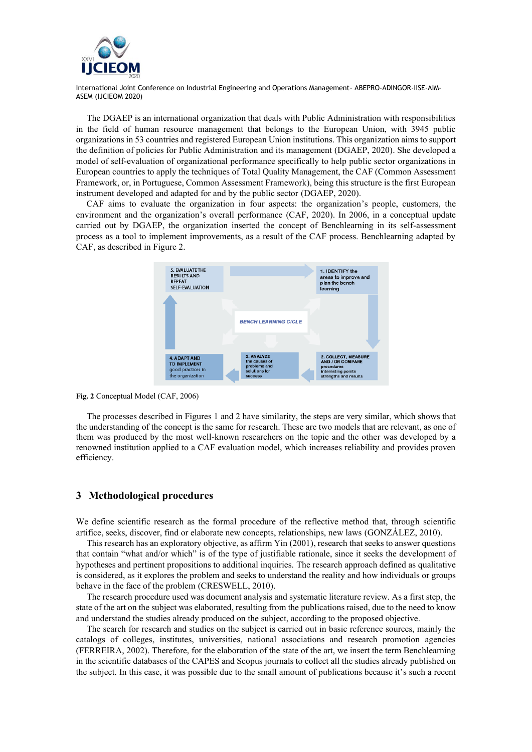The DGAEP is an international organization that deals with Public Administration with responsibilities in the field of human resource management that belongs to the European Union, with 3945 public organizations in 53 countries and registered European Union institutions. This organization aims to support the definition of policies for Public Administration and its management (DGAEP, 2020). She developed a model of self-evaluation of organizational performance specifically to help public sector organizations in European countries to apply the techniques of Total Quality Management, the CAF (Common Assessment Framework, or, in Portuguese, Common Assessment Framework), being this structure is the first European instrument developed and adapted for and by the public sector (DGAEP, 2020).

CAF aims to evaluate the organization in four aspects: the organization's people, customers, the environment and the organization's overall performance (CAF, 2020). In 2006, in a conceptual update carried out by DGAEP, the organization inserted the concept of Benchlearning in its self-assessment process as a tool to implement improvements, as a result of the CAF process. Benchlearning adapted by CAF, as described in Figure 2.

5. EVALUATE THE RESULTS AND REPEAT SELF-EVALUATION

1. IDENTIFY the areas to improve and plan the bench learning

BENCH LEARNING CICLE

4. ADAPT AND TO IMPLEMENT good practices in the organization

3. ANALYZE the causes of problems and solutions for success

2. COLLECT, MEASURE AND / OR COMPARE procedures interesting points strengths and results

**Fig. 2** Conceptual Model (CAF, 2006)

The processes described in Figures 1 and 2 have similarity, the steps are very similar, which shows that the understanding of the concept is the same for research. These are two models that are relevant, as one of them was produced by the most well-known researchers on the topic and the other was developed by a renowned institution applied to a CAF evaluation model, which increases reliability and provides proven efficiency.

## 3 Methodological procedures

We define scientific research as the formal procedure of the reflective method that, through scientific artifice, seeks, discover, find or elaborate new concepts, relationships, new laws (GONZÁLEZ, 2010).

This research has an exploratory objective, as affirm Yin (2001), research that seeks to answer questions that contain "what and/or which" is of the type of justifiable rationale, since it seeks the development of hypotheses and pertinent propositions to additional inquiries. The research approach defined as qualitative is considered, as it explores the problem and seeks to understand the reality and how individuals or groups behave in the face of the problem (CRESWELL, 2010).

The research procedure used was document analysis and systematic literature review. As a first step, the state of the art on the subject was elaborated, resulting from the publications raised, due to the need to know and understand the studies already produced on the subject, according to the proposed objective.

The search for research and studies on the subject is carried out in basic reference sources, mainly the catalogs of colleges, institutes, universities, national associations and research promotion agencies (FERREIRA, 2002). Therefore, for the elaboration of the state of the art, we insert the term Benchlearning in the scientific databases of the CAPES and Scopus journals to collect all the studies already published on the subject. In this case, it was possible due to the small amount of publications because it's such a recent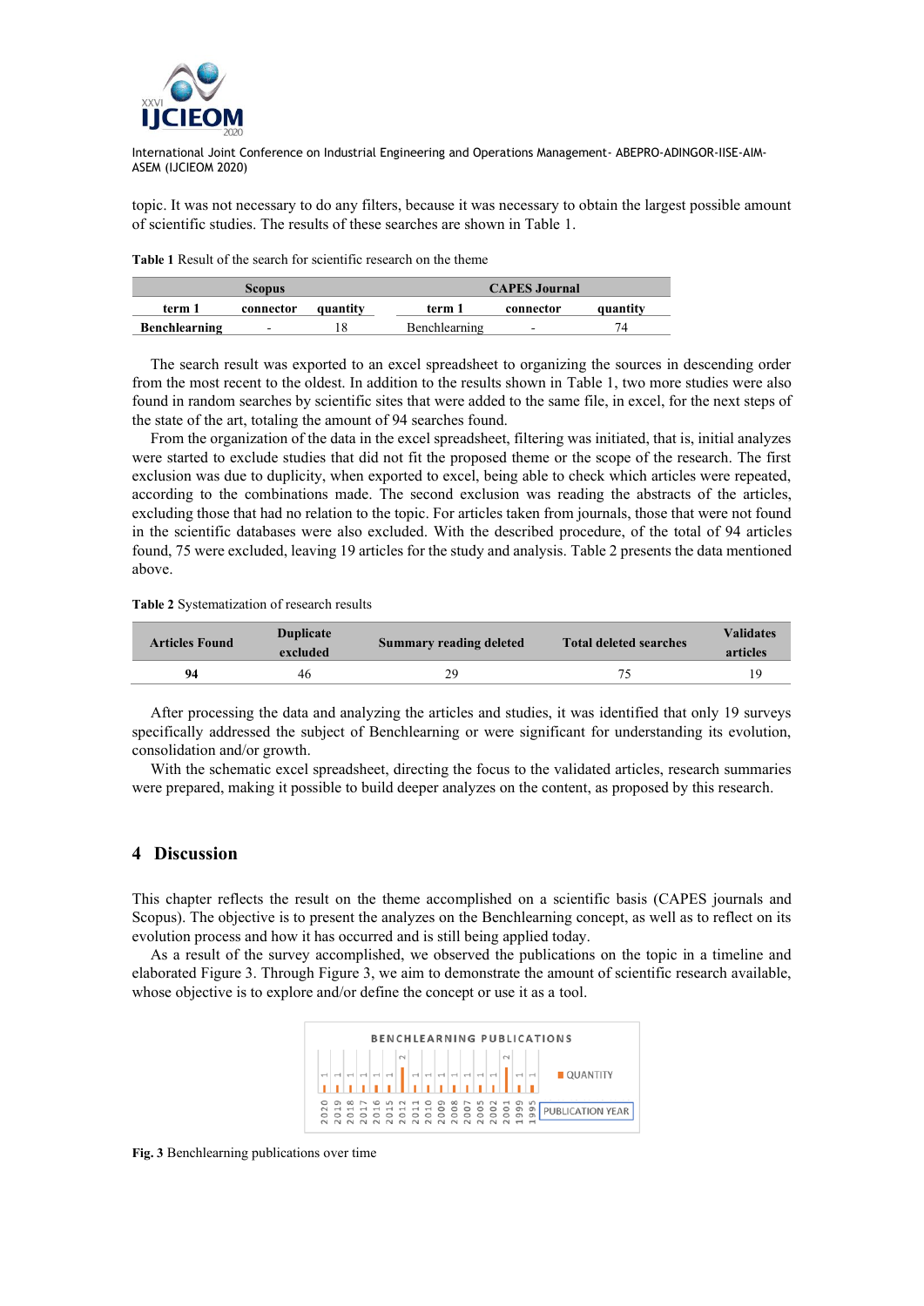topic. It was not necessary to do any filters, because it was necessary to obtain the largest possible amount of scientific studies. The results of these searches are shown in Table 1.

**Table 1** Result of the search for scientific research on the theme

| Scopus | | | CAPES Journal | | |
|---|---|---|---|---|---|
| term 1 | connector | quantity | term 1 | connector | quantity |
| **Benchlearning** | - | 18 | Benchlearning | - | 74 |

The search result was exported to an excel spreadsheet to organizing the sources in descending order from the most recent to the oldest. In addition to the results shown in Table 1, two more studies were also found in random searches by scientific sites that were added to the same file, in excel, for the next steps of the state of the art, totaling the amount of 94 searches found.

From the organization of the data in the excel spreadsheet, filtering was initiated, that is, initial analyzes were started to exclude studies that did not fit the proposed theme or the scope of the research. The first exclusion was due to duplicity, when exported to excel, being able to check which articles were repeated, according to the combinations made. The second exclusion was reading the abstracts of the articles, excluding those that had no relation to the topic. For articles taken from journals, those that were not found in the scientific databases were also excluded. With the described procedure, of the total of 94 articles found, 75 were excluded, leaving 19 articles for the study and analysis. Table 2 presents the data mentioned above.

**Table 2** Systematization of research results

| Articles Found | Duplicate excluded | Summary reading deleted | Total deleted searches | Validates articles |
|---|---|---|---|---|
| **94** | 46 | 29 | 75 | 19 |

After processing the data and analyzing the articles and studies, it was identified that only 19 surveys specifically addressed the subject of Benchlearning or were significant for understanding its evolution, consolidation and/or growth.

With the schematic excel spreadsheet, directing the focus to the validated articles, research summaries were prepared, making it possible to build deeper analyzes on the content, as proposed by this research.

## 4 Discussion

This chapter reflects the result on the theme accomplished on a scientific basis (CAPES journals and Scopus). The objective is to present the analyzes on the Benchlearning concept, as well as to reflect on its evolution process and how it has occurred and is still being applied today.

As a result of the survey accomplished, we observed the publications on the topic in a timeline and elaborated Figure 3. Through Figure 3, we aim to demonstrate the amount of scientific research available, whose objective is to explore and/or define the concept or use it as a tool.

**Fig. 3** Benchlearning publications over time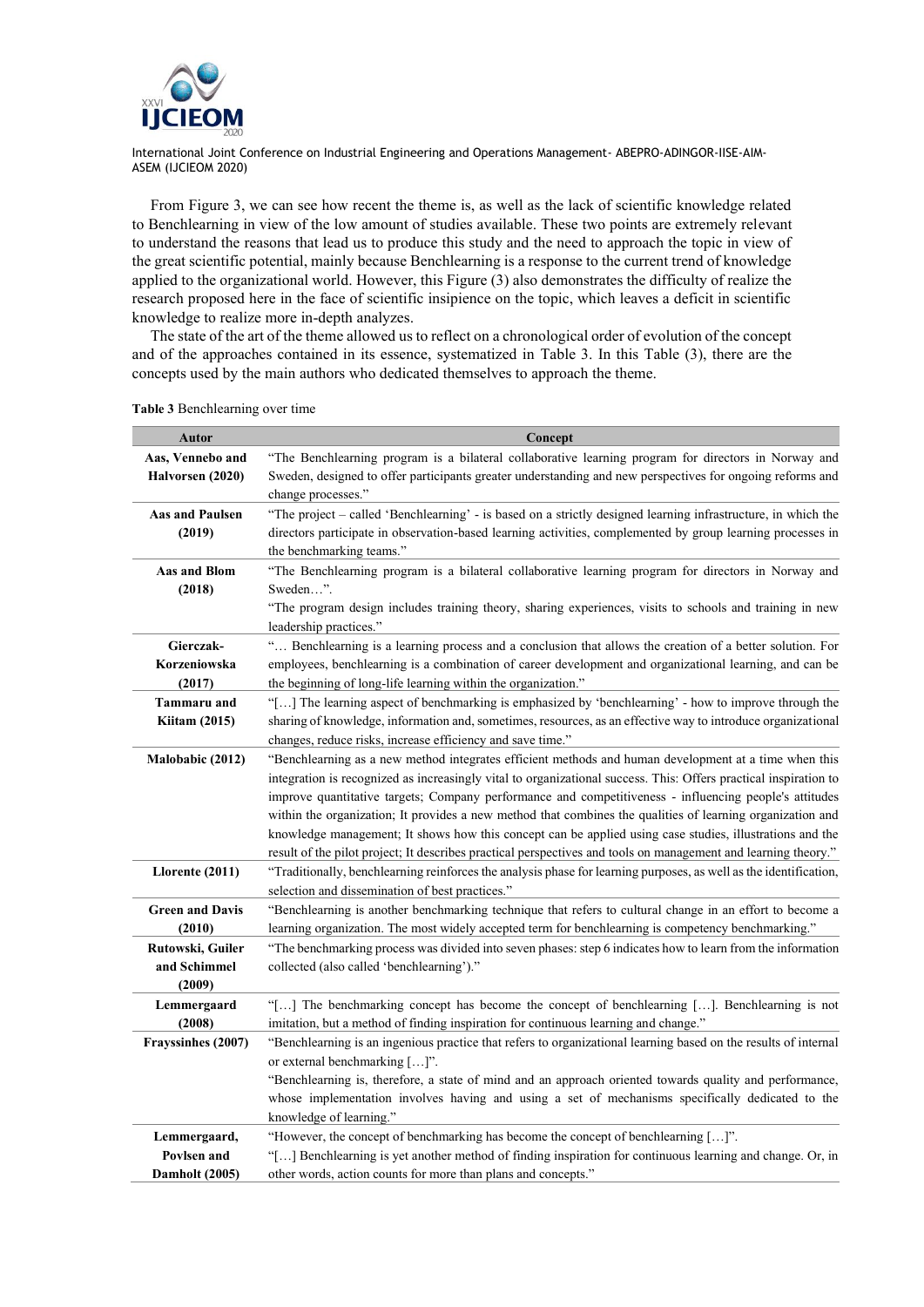From Figure 3, we can see how recent the theme is, as well as the lack of scientific knowledge related to Benchlearning in view of the low amount of studies available. These two points are extremely relevant to understand the reasons that lead us to produce this study and the need to approach the topic in view of the great scientific potential, mainly because Benchlearning is a response to the current trend of knowledge applied to the organizational world. However, this Figure (3) also demonstrates the difficulty of realize the research proposed here in the face of scientific insipience on the topic, which leaves a deficit in scientific knowledge to realize more in-depth analyzes.

The state of the art of the theme allowed us to reflect on a chronological order of evolution of the concept and of the approaches contained in its essence, systematized in Table 3. In this Table (3), there are the concepts used by the main authors who dedicated themselves to approach the theme.

**Table 3** Benchlearning over time

| Autor | Concept |
|---|---|
| **Aas, Vennebo and Halvorsen (2020)** | "The Benchlearning program is a bilateral collaborative learning program for directors in Norway and Sweden, designed to offer participants greater understanding and new perspectives for ongoing reforms and change processes." |
| **Aas and Paulsen (2019)** | "The project – called 'Benchlearning' - is based on a strictly designed learning infrastructure, in which the directors participate in observation-based learning activities, complemented by group learning processes in the benchmarking teams." |
| **Aas and Blom (2018)** | "The Benchlearning program is a bilateral collaborative learning program for directors in Norway and Sweden…". "The program design includes training theory, sharing experiences, visits to schools and training in new leadership practices." |
| **Gierczak-Korzeniowska (2017)** | "… Benchlearning is a learning process and a conclusion that allows the creation of a better solution. For employees, benchlearning is a combination of career development and organizational learning, and can be the beginning of long-life learning within the organization." |
| **Tammaru and Kiitam (2015)** | "[…] The learning aspect of benchmarking is emphasized by 'benchlearning' - how to improve through the sharing of knowledge, information and, sometimes, resources, as an effective way to introduce organizational changes, reduce risks, increase efficiency and save time." |
| **Malobabic (2012)** | "Benchlearning as a new method integrates efficient methods and human development at a time when this integration is recognized as increasingly vital to organizational success. This: Offers practical inspiration to improve quantitative targets; Company performance and competitiveness - influencing people's attitudes within the organization; It provides a new method that combines the qualities of learning organization and knowledge management; It shows how this concept can be applied using case studies, illustrations and the result of the pilot project; It describes practical perspectives and tools on management and learning theory." |
| **Llorente (2011)** | "Traditionally, benchlearning reinforces the analysis phase for learning purposes, as well as the identification, selection and dissemination of best practices." |
| **Green and Davis (2010)** | "Benchlearning is another benchmarking technique that refers to cultural change in an effort to become a learning organization. The most widely accepted term for benchlearning is competency benchmarking." |
| **Rutowski, Guiler and Schimmel (2009)** | "The benchmarking process was divided into seven phases: step 6 indicates how to learn from the information collected (also called 'benchlearning')." |
| **Lemmergaard (2008)** | "[…] The benchmarking concept has become the concept of benchlearning […]. Benchlearning is not imitation, but a method of finding inspiration for continuous learning and change." |
| **Frayssinhes (2007)** | "Benchlearning is an ingenious practice that refers to organizational learning based on the results of internal or external benchmarking […]". "Benchlearning is, therefore, a state of mind and an approach oriented towards quality and performance, whose implementation involves having and using a set of mechanisms specifically dedicated to the knowledge of learning." |
| **Lemmergaard, Povlsen and Damholt (2005)** | "However, the concept of benchmarking has become the concept of benchlearning […]". "[…] Benchlearning is yet another method of finding inspiration for continuous learning and change. Or, in other words, action counts for more than plans and concepts." |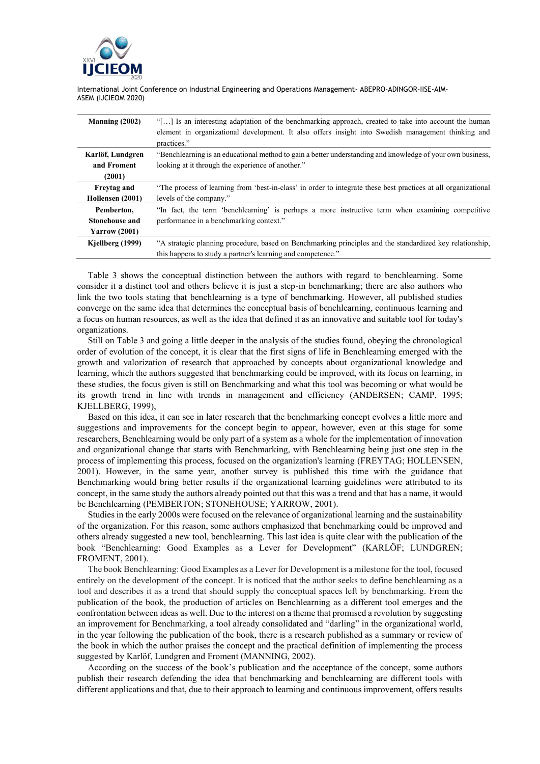| Manning (2002) | "[…] Is an interesting adaptation of the benchmarking approach, created to take into account the human element in organizational development. It also offers insight into Swedish management thinking and practices." |
|---|---|
| Karlöf, Lundgren and Froment (2001) | "Benchlearning is an educational method to gain a better understanding and knowledge of your own business, looking at it through the experience of another." |
| Freytag and Hollensen (2001) | "The process of learning from 'best-in-class' in order to integrate these best practices at all organizational levels of the company." |
| Pemberton, Stonehouse and Yarrow (2001) | "In fact, the term 'benchlearning' is perhaps a more instructive term when examining competitive performance in a benchmarking context." |
| Kjellberg (1999) | "A strategic planning procedure, based on Benchmarking principles and the standardized key relationship, this happens to study a partner's learning and competence." |

Table 3 shows the conceptual distinction between the authors with regard to benchlearning. Some consider it a distinct tool and others believe it is just a step-in benchmarking; there are also authors who link the two tools stating that benchlearning is a type of benchmarking. However, all published studies converge on the same idea that determines the conceptual basis of benchlearning, continuous learning and a focus on human resources, as well as the idea that defined it as an innovative and suitable tool for today's organizations.

Still on Table 3 and going a little deeper in the analysis of the studies found, obeying the chronological order of evolution of the concept, it is clear that the first signs of life in Benchlearning emerged with the growth and valorization of research that approached by concepts about organizational knowledge and learning, which the authors suggested that benchmarking could be improved, with its focus on learning, in these studies, the focus given is still on Benchmarking and what this tool was becoming or what would be its growth trend in line with trends in management and efficiency (ANDERSEN; CAMP, 1995; KJELLBERG, 1999),

Based on this idea, it can see in later research that the benchmarking concept evolves a little more and suggestions and improvements for the concept begin to appear, however, even at this stage for some researchers, Benchlearning would be only part of a system as a whole for the implementation of innovation and organizational change that starts with Benchmarking, with Benchlearning being just one step in the process of implementing this process, focused on the organization's learning (FREYTAG; HOLLENSEN, 2001). However, in the same year, another survey is published this time with the guidance that Benchmarking would bring better results if the organizational learning guidelines were attributed to its concept, in the same study the authors already pointed out that this was a trend and that has a name, it would be Benchlearning (PEMBERTON; STONEHOUSE; YARROW, 2001).

Studies in the early 2000s were focused on the relevance of organizational learning and the sustainability of the organization. For this reason, some authors emphasized that benchmarking could be improved and others already suggested a new tool, benchlearning. This last idea is quite clear with the publication of the book "Benchlearning: Good Examples as a Lever for Development" (KARLÖF; LUNDGREN; FROMENT, 2001).

The book Benchlearning: Good Examples as a Lever for Development is a milestone for the tool, focused entirely on the development of the concept. It is noticed that the author seeks to define benchlearning as a tool and describes it as a trend that should supply the conceptual spaces left by benchmarking. From the publication of the book, the production of articles on Benchlearning as a different tool emerges and the confrontation between ideas as well. Due to the interest on a theme that promised a revolution by suggesting an improvement for Benchmarking, a tool already consolidated and "darling" in the organizational world, in the year following the publication of the book, there is a research published as a summary or review of the book in which the author praises the concept and the practical definition of implementing the process suggested by Karlöf, Lundgren and Froment (MANNING, 2002).

According on the success of the book's publication and the acceptance of the concept, some authors publish their research defending the idea that benchmarking and benchlearning are different tools with different applications and that, due to their approach to learning and continuous improvement, offers results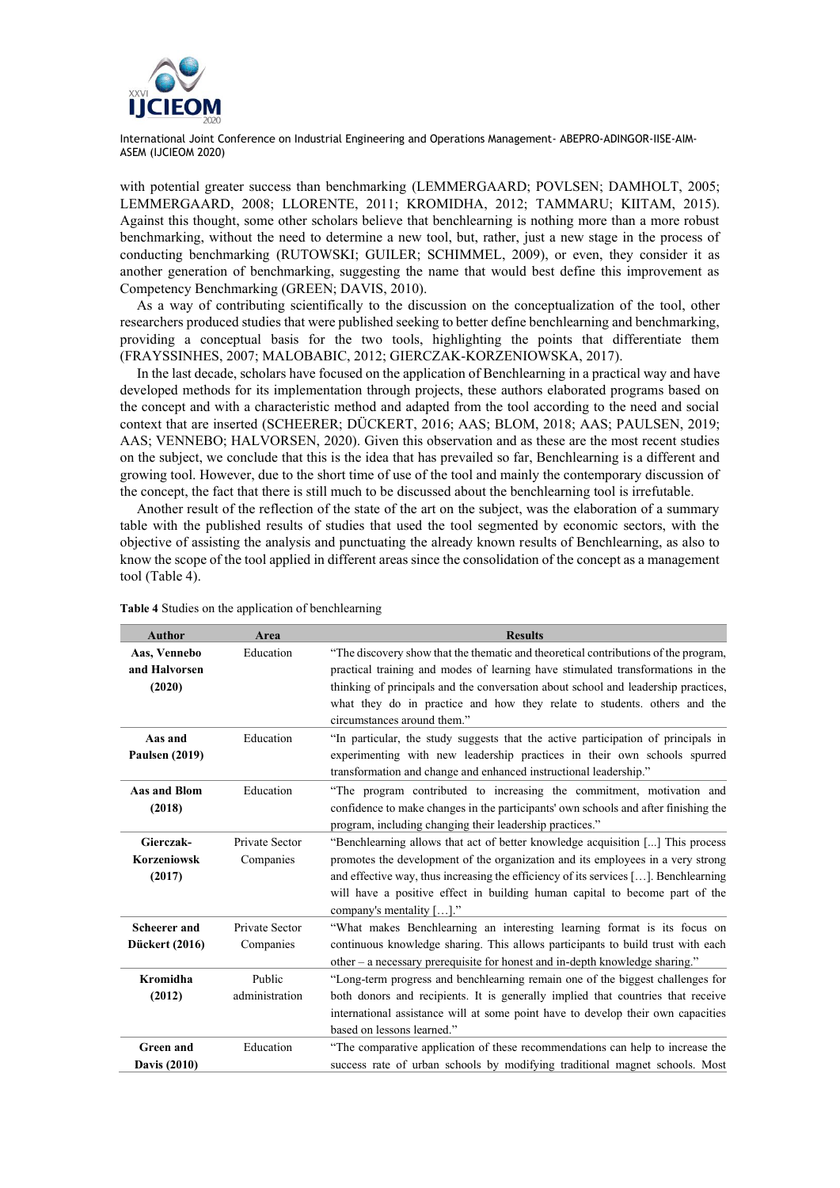with potential greater success than benchmarking (LEMMERGAARD; POVLSEN; DAMHOLT, 2005; LEMMERGAARD, 2008; LLORENTE, 2011; KROMIDHA, 2012; TAMMARU; KIITAM, 2015). Against this thought, some other scholars believe that benchlearning is nothing more than a more robust benchmarking, without the need to determine a new tool, but, rather, just a new stage in the process of conducting benchmarking (RUTOWSKI; GUILER; SCHIMMEL, 2009), or even, they consider it as another generation of benchmarking, suggesting the name that would best define this improvement as Competency Benchmarking (GREEN; DAVIS, 2010).

As a way of contributing scientifically to the discussion on the conceptualization of the tool, other researchers produced studies that were published seeking to better define benchlearning and benchmarking, providing a conceptual basis for the two tools, highlighting the points that differentiate them (FRAYSSINHES, 2007; MALOBABIC, 2012; GIERCZAK-KORZENIOWSKA, 2017).

In the last decade, scholars have focused on the application of Benchlearning in a practical way and have developed methods for its implementation through projects, these authors elaborated programs based on the concept and with a characteristic method and adapted from the tool according to the need and social context that are inserted (SCHEERER; DÜCKERT, 2016; AAS; BLOM, 2018; AAS; PAULSEN, 2019; AAS; VENNEBO; HALVORSEN, 2020). Given this observation and as these are the most recent studies on the subject, we conclude that this is the idea that has prevailed so far, Benchlearning is a different and growing tool. However, due to the short time of use of the tool and mainly the contemporary discussion of the concept, the fact that there is still much to be discussed about the benchlearning tool is irrefutable.

Another result of the reflection of the state of the art on the subject, was the elaboration of a summary table with the published results of studies that used the tool segmented by economic sectors, with the objective of assisting the analysis and punctuating the already known results of Benchlearning, as also to know the scope of the tool applied in different areas since the consolidation of the concept as a management tool (Table 4).

**Table 4** Studies on the application of benchlearning

| Author | Area | Results |
|---|---|---|
| **Aas, Vennebo and Halvorsen (2020)** | Education | "The discovery show that the thematic and theoretical contributions of the program, practical training and modes of learning have stimulated transformations in the thinking of principals and the conversation about school and leadership practices, what they do in practice and how they relate to students. others and the circumstances around them." |
| **Aas and Paulsen (2019)** | Education | "In particular, the study suggests that the active participation of principals in experimenting with new leadership practices in their own schools spurred transformation and change and enhanced instructional leadership." |
| **Aas and Blom (2018)** | Education | "The program contributed to increasing the commitment, motivation and confidence to make changes in the participants' own schools and after finishing the program, including changing their leadership practices." |
| **Gierczak-Korzeniowsk (2017)** | Private Sector Companies | "Benchlearning allows that act of better knowledge acquisition [...] This process promotes the development of the organization and its employees in a very strong and effective way, thus increasing the efficiency of its services […]. Benchlearning will have a positive effect in building human capital to become part of the company's mentality […]." |
| **Scheerer and Dückert (2016)** | Private Sector Companies | "What makes Benchlearning an interesting learning format is its focus on continuous knowledge sharing. This allows participants to build trust with each other – a necessary prerequisite for honest and in-depth knowledge sharing." |
| **Kromidha (2012)** | Public administration | "Long-term progress and benchlearning remain one of the biggest challenges for both donors and recipients. It is generally implied that countries that receive international assistance will at some point have to develop their own capacities based on lessons learned." |
| **Green and Davis (2010)** | Education | "The comparative application of these recommendations can help to increase the success rate of urban schools by modifying traditional magnet schools. Most |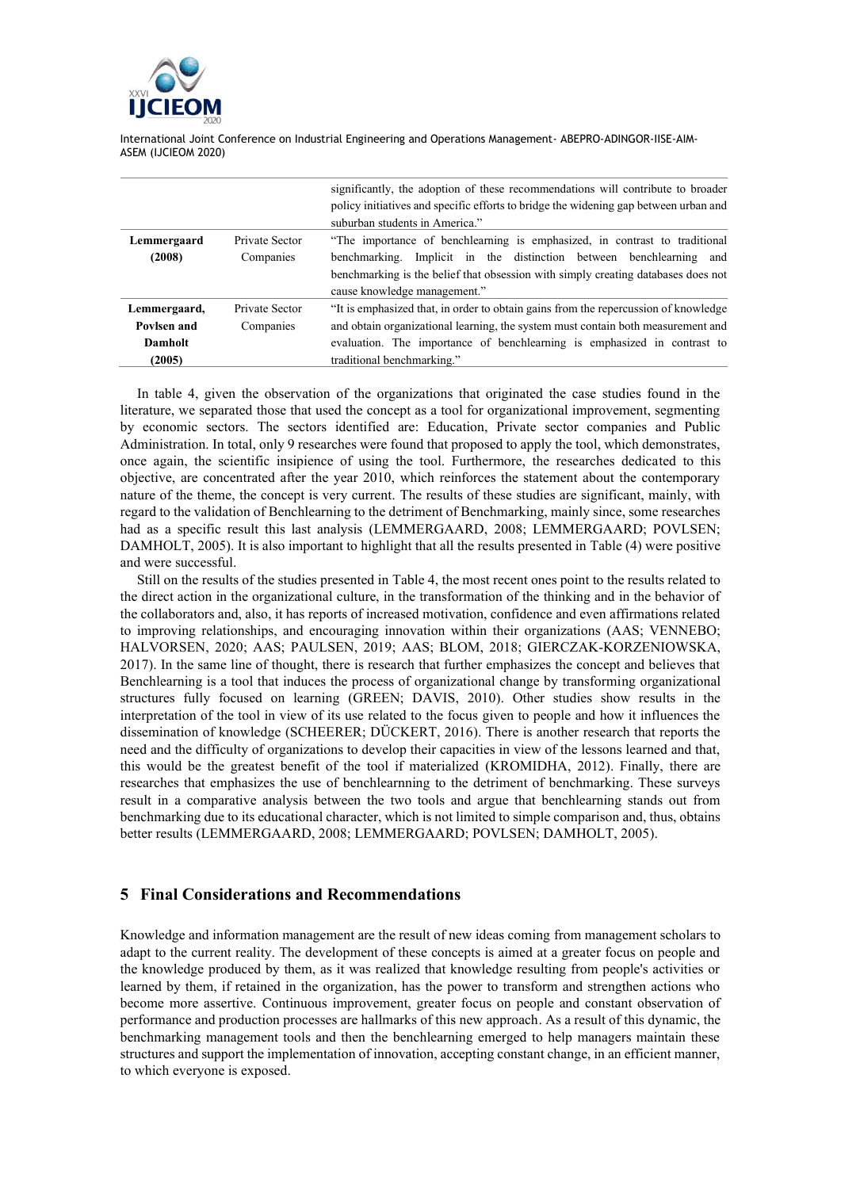| | | |
|---|---|---|
| | | significantly, the adoption of these recommendations will contribute to broader policy initiatives and specific efforts to bridge the widening gap between urban and suburban students in America." |
| **Lemmergaard (2008)** | Private Sector Companies | "The importance of benchlearning is emphasized, in contrast to traditional benchmarking. Implicit in the distinction between benchlearning and benchmarking is the belief that obsession with simply creating databases does not cause knowledge management." |
| **Lemmergaard, Povlsen and Damholt (2005)** | Private Sector Companies | "It is emphasized that, in order to obtain gains from the repercussion of knowledge and obtain organizational learning, the system must contain both measurement and evaluation. The importance of benchlearning is emphasized in contrast to traditional benchmarking." |

In table 4, given the observation of the organizations that originated the case studies found in the literature, we separated those that used the concept as a tool for organizational improvement, segmenting by economic sectors. The sectors identified are: Education, Private sector companies and Public Administration. In total, only 9 researches were found that proposed to apply the tool, which demonstrates, once again, the scientific insipience of using the tool. Furthermore, the researches dedicated to this objective, are concentrated after the year 2010, which reinforces the statement about the contemporary nature of the theme, the concept is very current. The results of these studies are significant, mainly, with regard to the validation of Benchlearning to the detriment of Benchmarking, mainly since, some researches had as a specific result this last analysis (LEMMERGAARD, 2008; LEMMERGAARD; POVLSEN; DAMHOLT, 2005). It is also important to highlight that all the results presented in Table (4) were positive and were successful.

Still on the results of the studies presented in Table 4, the most recent ones point to the results related to the direct action in the organizational culture, in the transformation of the thinking and in the behavior of the collaborators and, also, it has reports of increased motivation, confidence and even affirmations related to improving relationships, and encouraging innovation within their organizations (AAS; VENNEBO; HALVORSEN, 2020; AAS; PAULSEN, 2019; AAS; BLOM, 2018; GIERCZAK-KORZENIOWSKA, 2017). In the same line of thought, there is research that further emphasizes the concept and believes that Benchlearning is a tool that induces the process of organizational change by transforming organizational structures fully focused on learning (GREEN; DAVIS, 2010). Other studies show results in the interpretation of the tool in view of its use related to the focus given to people and how it influences the dissemination of knowledge (SCHEERER; DÜCKERT, 2016). There is another research that reports the need and the difficulty of organizations to develop their capacities in view of the lessons learned and that, this would be the greatest benefit of the tool if materialized (KROMIDHA, 2012). Finally, there are researches that emphasizes the use of benchlearnning to the detriment of benchmarking. These surveys result in a comparative analysis between the two tools and argue that benchlearning stands out from benchmarking due to its educational character, which is not limited to simple comparison and, thus, obtains better results (LEMMERGAARD, 2008; LEMMERGAARD; POVLSEN; DAMHOLT, 2005).

## 5 Final Considerations and Recommendations

Knowledge and information management are the result of new ideas coming from management scholars to adapt to the current reality. The development of these concepts is aimed at a greater focus on people and the knowledge produced by them, as it was realized that knowledge resulting from people's activities or learned by them, if retained in the organization, has the power to transform and strengthen actions who become more assertive. Continuous improvement, greater focus on people and constant observation of performance and production processes are hallmarks of this new approach. As a result of this dynamic, the benchmarking management tools and then the benchlearning emerged to help managers maintain these structures and support the implementation of innovation, accepting constant change, in an efficient manner, to which everyone is exposed.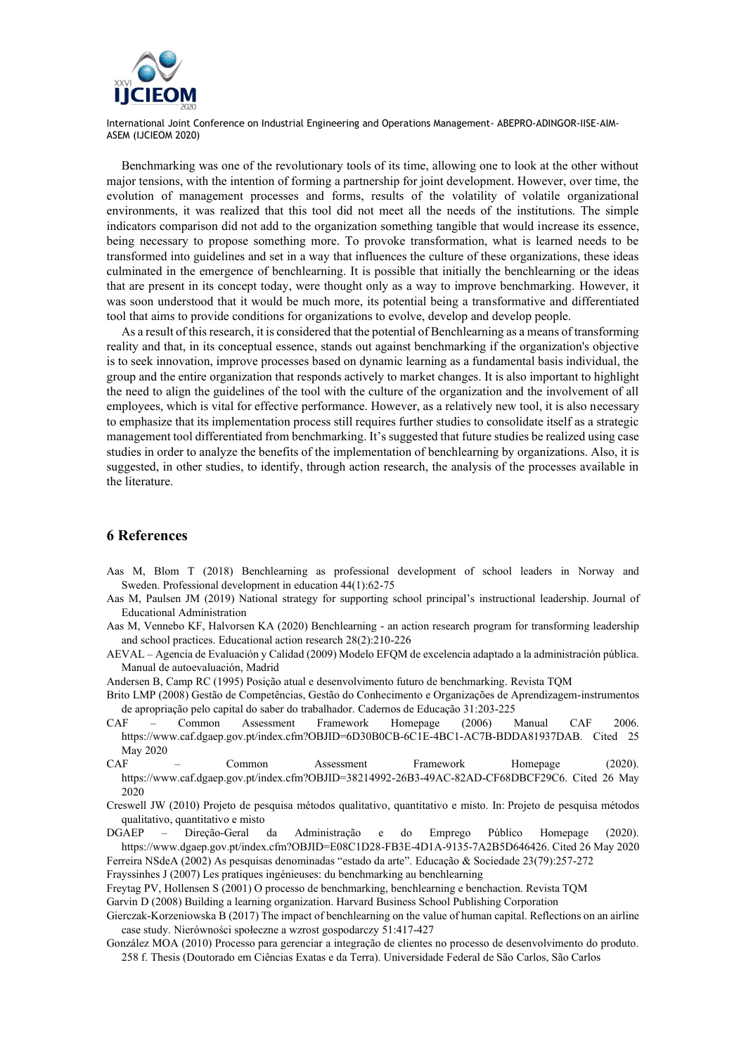Benchmarking was one of the revolutionary tools of its time, allowing one to look at the other without major tensions, with the intention of forming a partnership for joint development. However, over time, the evolution of management processes and forms, results of the volatility of volatile organizational environments, it was realized that this tool did not meet all the needs of the institutions. The simple indicators comparison did not add to the organization something tangible that would increase its essence, being necessary to propose something more. To provoke transformation, what is learned needs to be transformed into guidelines and set in a way that influences the culture of these organizations, these ideas culminated in the emergence of benchlearning. It is possible that initially the benchlearning or the ideas that are present in its concept today, were thought only as a way to improve benchmarking. However, it was soon understood that it would be much more, its potential being a transformative and differentiated tool that aims to provide conditions for organizations to evolve, develop and develop people.

As a result of this research, it is considered that the potential of Benchlearning as a means of transforming reality and that, in its conceptual essence, stands out against benchmarking if the organization's objective is to seek innovation, improve processes based on dynamic learning as a fundamental basis individual, the group and the entire organization that responds actively to market changes. It is also important to highlight the need to align the guidelines of the tool with the culture of the organization and the involvement of all employees, which is vital for effective performance. However, as a relatively new tool, it is also necessary to emphasize that its implementation process still requires further studies to consolidate itself as a strategic management tool differentiated from benchmarking. It's suggested that future studies be realized using case studies in order to analyze the benefits of the implementation of benchlearning by organizations. Also, it is suggested, in other studies, to identify, through action research, the analysis of the processes available in the literature.

## 6 References

Aas M, Blom T (2018) Benchlearning as professional development of school leaders in Norway and Sweden. Professional development in education 44(1):62-75

Aas M, Paulsen JM (2019) National strategy for supporting school principal's instructional leadership. Journal of Educational Administration

Aas M, Vennebo KF, Halvorsen KA (2020) Benchlearning - an action research program for transforming leadership and school practices. Educational action research 28(2):210-226

AEVAL – Agencia de Evaluación y Calidad (2009) Modelo EFQM de excelencia adaptado a la administración pública. Manual de autoevaluación, Madrid

Andersen B, Camp RC (1995) Posição atual e desenvolvimento futuro de benchmarking. Revista TQM

Brito LMP (2008) Gestão de Competências, Gestão do Conhecimento e Organizações de Aprendizagem-instrumentos de apropriação pelo capital do saber do trabalhador. Cadernos de Educação 31:203-225

CAF – Common Assessment Framework Homepage (2006) Manual CAF 2006. https://www.caf.dgaep.gov.pt/index.cfm?OBJID=6D30B0CB-6C1E-4BC1-AC7B-BDDA81937DAB. Cited 25 May 2020

CAF – Common Assessment Framework Homepage (2020). https://www.caf.dgaep.gov.pt/index.cfm?OBJID=38214992-26B3-49AC-82AD-CF68DBCF29C6. Cited 26 May 2020

Creswell JW (2010) Projeto de pesquisa métodos qualitativo, quantitativo e misto. In: Projeto de pesquisa métodos qualitativo, quantitativo e misto

DGAEP – Direção-Geral da Administração e do Emprego Público Homepage (2020). https://www.dgaep.gov.pt/index.cfm?OBJID=E08C1D28-FB3E-4D1A-9135-7A2B5D646426. Cited 26 May 2020

Ferreira NSdeA (2002) As pesquisas denominadas "estado da arte". Educação & Sociedade 23(79):257-272

Frayssinhes J (2007) Les pratiques ingénieuses: du benchmarking au benchlearning

Freytag PV, Hollensen S (2001) O processo de benchmarking, benchlearning e benchaction. Revista TQM

Garvin D (2008) Building a learning organization. Harvard Business School Publishing Corporation

Gierczak-Korzeniowska B (2017) The impact of benchlearning on the value of human capital. Reflections on an airline case study. Nierówności społeczne a wzrost gospodarczy 51:417-427

González MOA (2010) Processo para gerenciar a integração de clientes no processo de desenvolvimento do produto. 258 f. Thesis (Doutorado em Ciências Exatas e da Terra). Universidade Federal de São Carlos, São Carlos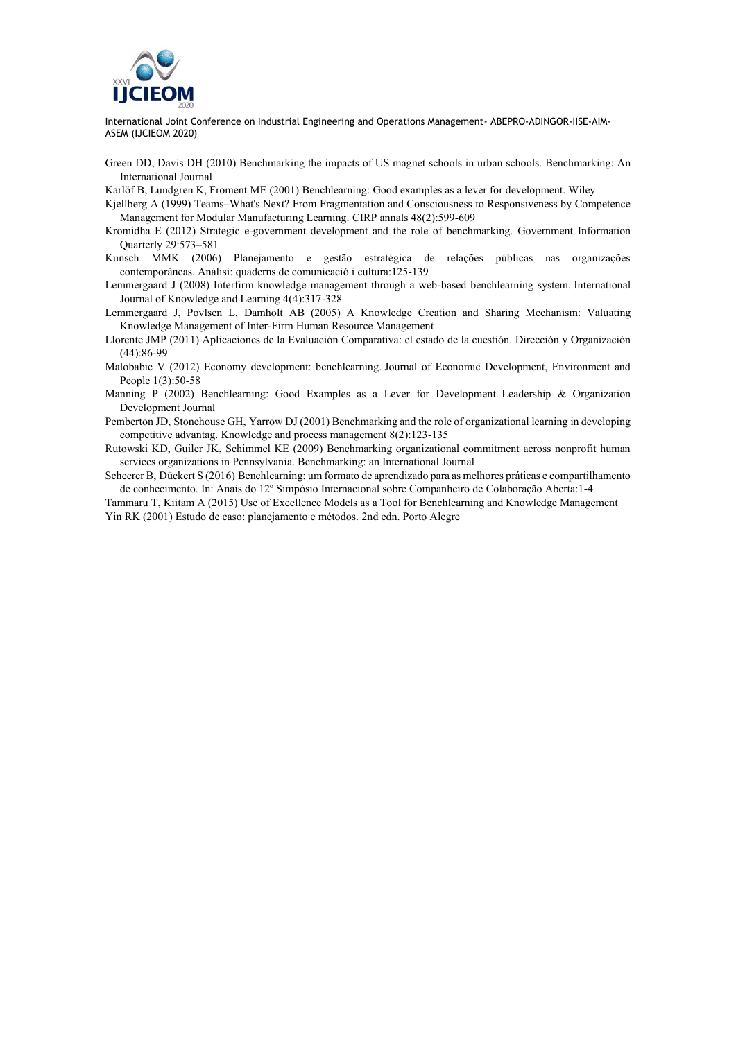Green DD, Davis DH (2010) Benchmarking the impacts of US magnet schools in urban schools. Benchmarking: An International Journal

Karlöf B, Lundgren K, Froment ME (2001) Benchlearning: Good examples as a lever for development. Wiley

Kjellberg A (1999) Teams–What's Next? From Fragmentation and Consciousness to Responsiveness by Competence Management for Modular Manufacturing Learning. CIRP annals 48(2):599-609

Kromidha E (2012) Strategic e-government development and the role of benchmarking. Government Information Quarterly 29:573–581

Kunsch MMK (2006) Planejamento e gestão estratégica de relações públicas nas organizações contemporâneas. Anàlisi: quaderns de comunicació i cultura:125-139

Lemmergaard J (2008) Interfirm knowledge management through a web-based benchlearning system. International Journal of Knowledge and Learning 4(4):317-328

Lemmergaard J, Povlsen L, Damholt AB (2005) A Knowledge Creation and Sharing Mechanism: Valuating Knowledge Management of Inter-Firm Human Resource Management

Llorente JMP (2011) Aplicaciones de la Evaluación Comparativa: el estado de la cuestión. Dirección y Organización (44):86-99

Malobabic V (2012) Economy development: benchlearning. Journal of Economic Development, Environment and People 1(3):50-58

Manning P (2002) Benchlearning: Good Examples as a Lever for Development. Leadership & Organization Development Journal

Pemberton JD, Stonehouse GH, Yarrow DJ (2001) Benchmarking and the role of organizational learning in developing competitive advantag. Knowledge and process management 8(2):123-135

Rutowski KD, Guiler JK, Schimmel KE (2009) Benchmarking organizational commitment across nonprofit human services organizations in Pennsylvania. Benchmarking: an International Journal

Scheerer B, Dückert S (2016) Benchlearning: um formato de aprendizado para as melhores práticas e compartilhamento de conhecimento. In: Anais do 12º Simpósio Internacional sobre Companheiro de Colaboração Aberta:1-4

Tammaru T, Kiitam A (2015) Use of Excellence Models as a Tool for Benchlearning and Knowledge Management

Yin RK (2001) Estudo de caso: planejamento e métodos. 2nd edn. Porto Alegre